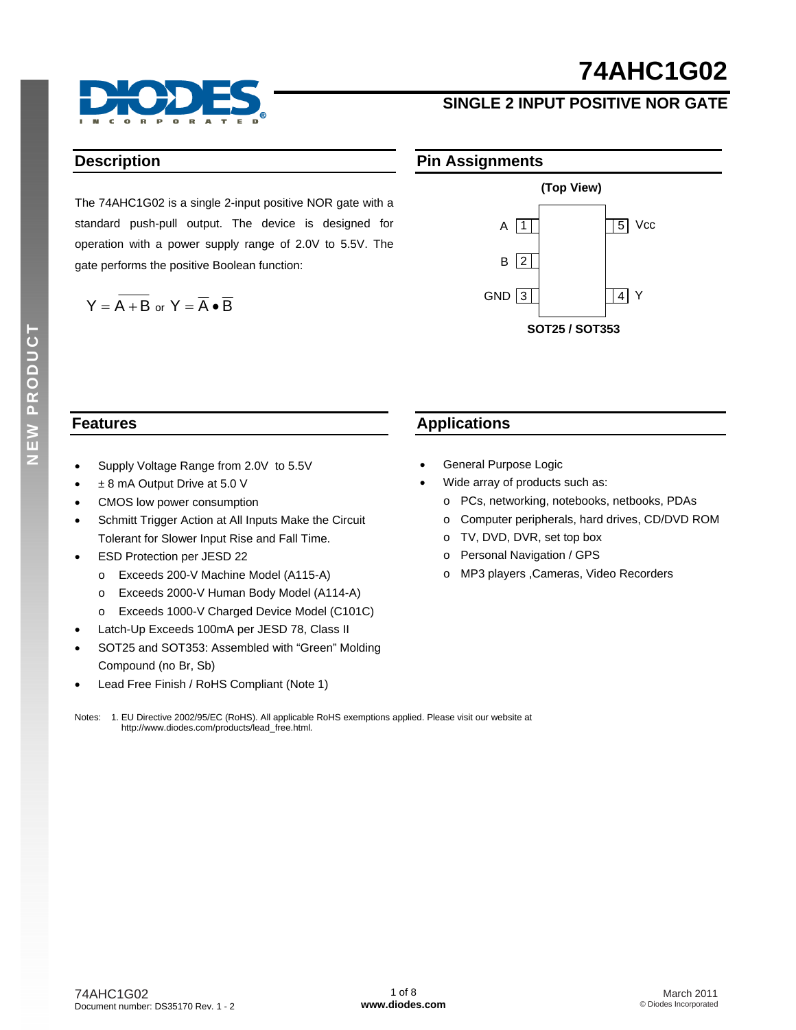# 74AHC1G02

## SINGLE 2 INPUT POSITIVE NOR GATE

## Description

The 74AHC1G02 is a single 2-input positive NOR gate with a standard push-pull output. The device is designed for operation with a power supply range of 2.0V to 5.5V. The gate performs the positive Boolean function:

$$Y = \overline{A + B} \text{ or } Y = \overline{A} \bullet \overline{B}$$

## Pin Assignments

(Top View)

| Pin | Name | Pin | Name |
|---|---|---|---|
| 1 | A | 5 | Vcc |
| 2 | B | | |
| 3 | GND | 4 | Y |

SOT25 / SOT353

## Features

- Supply Voltage Range from 2.0V to 5.5V
- ± 8 mA Output Drive at 5.0 V
- CMOS low power consumption
- Schmitt Trigger Action at All Inputs Make the Circuit Tolerant for Slower Input Rise and Fall Time.
- ESD Protection per JESD 22
  - Exceeds 200-V Machine Model (A115-A)
  - Exceeds 2000-V Human Body Model (A114-A)
  - Exceeds 1000-V Charged Device Model (C101C)
- Latch-Up Exceeds 100mA per JESD 78, Class II
- SOT25 and SOT353: Assembled with “Green” Molding Compound (no Br, Sb)
- Lead Free Finish / RoHS Compliant (Note 1)

## Applications

- General Purpose Logic
- Wide array of products such as:
  - PCs, networking, notebooks, netbooks, PDAs
  - Computer peripherals, hard drives, CD/DVD ROM
  - TV, DVD, DVR, set top box
  - Personal Navigation / GPS
  - MP3 players ,Cameras, Video Recorders

Notes: 1. EU Directive 2002/95/EC (RoHS). All applicable RoHS exemptions applied. Please visit our website at http://www.diodes.com/products/lead_free.html.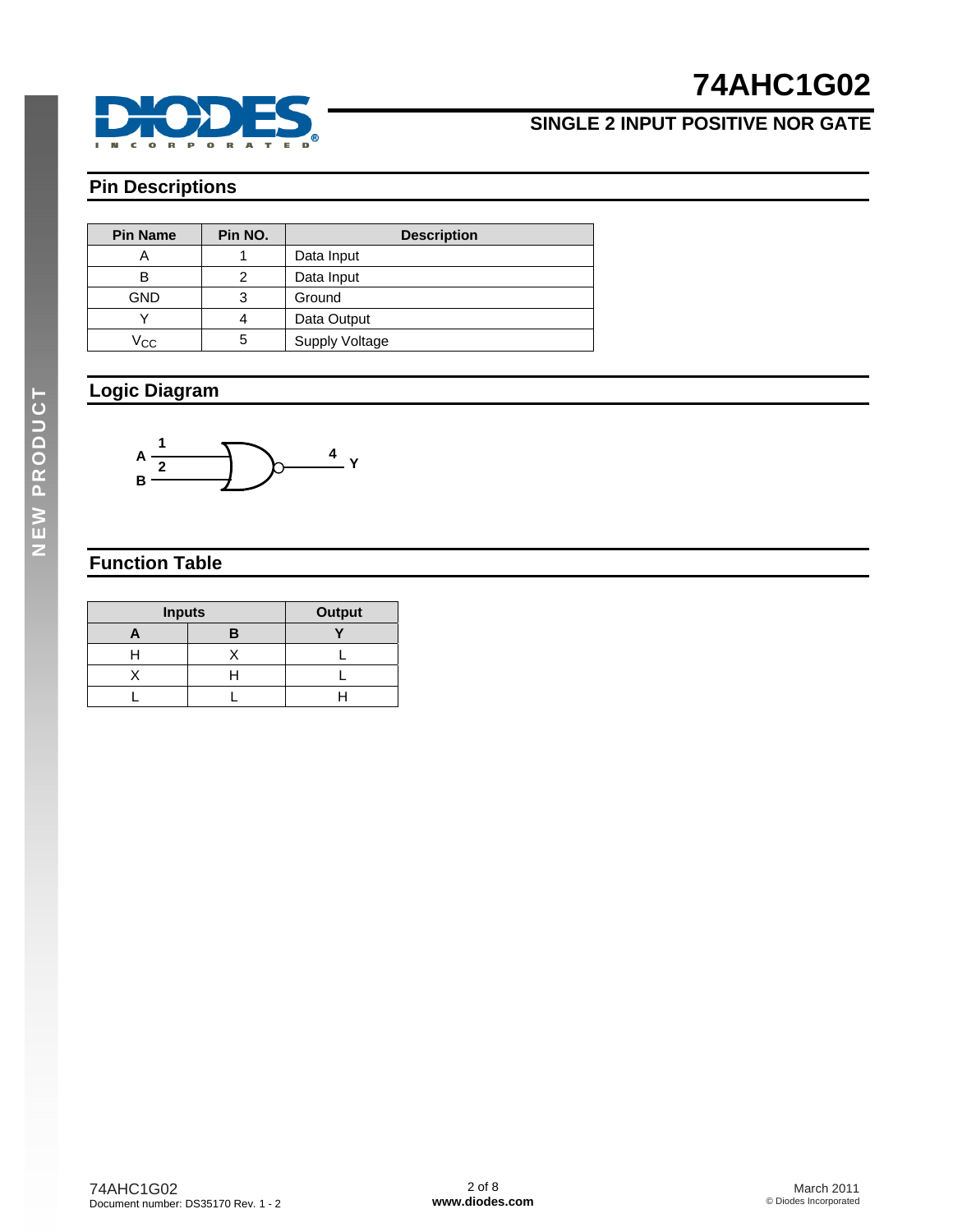## Pin Descriptions

| Pin Name | Pin NO. | Description |
|---|---|---|
| A | 1 | Data Input |
| B | 2 | Data Input |
| GND | 3 | Ground |
| Y | 4 | Data Output |
| $V_{CC}$ | 5 | Supply Voltage |

## Logic Diagram

## Function Table

| Inputs | | Output |
|---|---|---|
| **A** | **B** | **Y** |
| H | X | L |
| X | H | L |
| L | L | H |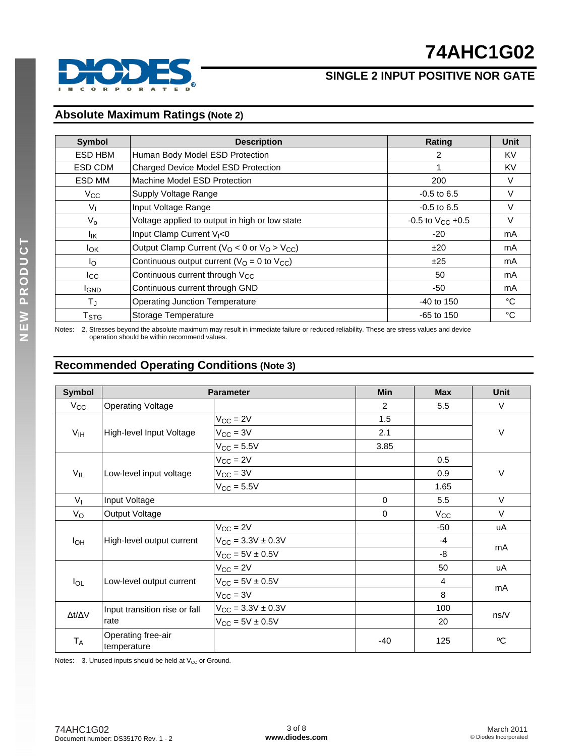## Absolute Maximum Ratings (Note 2)

| Symbol | Description | Rating | Unit |
|---|---|---|---|
| ESD HBM | Human Body Model ESD Protection | 2 | KV |
| ESD CDM | Charged Device Model ESD Protection | 1 | KV |
| ESD MM | Machine Model ESD Protection | 200 | V |
| $V_{CC}$ | Supply Voltage Range | -0.5 to 6.5 | V |
| $V_I$ | Input Voltage Range | -0.5 to 6.5 | V |
| $V_o$ | Voltage applied to output in high or low state | -0.5 to $V_{CC}$ +0.5 | V |
| $I_{IK}$ | Input Clamp Current $V_I$<0 | -20 | mA |
| $I_{OK}$ | Output Clamp Current ($V_O$ < 0 or $V_O$ > $V_{CC}$) | ±20 | mA |
| $I_O$ | Continuous output current ($V_O$ = 0 to $V_{CC}$) | ±25 | mA |
| $I_{CC}$ | Continuous current through $V_{CC}$ | 50 | mA |
| $I_{GND}$ | Continuous current through GND | -50 | mA |
| $T_J$ | Operating Junction Temperature | -40 to 150 | °C |
| $T_{STG}$ | Storage Temperature | -65 to 150 | °C |

Notes: 2. Stresses beyond the absolute maximum may result in immediate failure or reduced reliability. These are stress values and device operation should be within recommend values.

## Recommended Operating Conditions (Note 3)

| Symbol | Parameter | | Min | Max | Unit |
|---|---|---|---|---|---|
| $V_{CC}$ | Operating Voltage | | 2 | 5.5 | V |
| $V_{IH}$ | High-level Input Voltage | $V_{CC}$ = 2V | 1.5 | | V |
| | | $V_{CC}$ = 3V | 2.1 | | |
| | | $V_{CC}$ = 5.5V | 3.85 | | |
| $V_{IL}$ | Low-level input voltage | $V_{CC}$ = 2V | | 0.5 | V |
| | | $V_{CC}$ = 3V | | 0.9 | |
| | | $V_{CC}$ = 5.5V | | 1.65 | |
| $V_I$ | Input Voltage | | 0 | 5.5 | V |
| $V_O$ | Output Voltage | | 0 | $V_{CC}$ | V |
| $I_{OH}$ | High-level output current | $V_{CC}$ = 2V | | -50 | uA |
| | | $V_{CC}$ = 3.3V ± 0.3V | | -4 | mA |
| | | $V_{CC}$ = 5V ± 0.5V | | -8 | |
| $I_{OL}$ | Low-level output current | $V_{CC}$ = 2V | | 50 | uA |
| | | $V_{CC}$ = 5V ± 0.5V | | 4 | mA |
| | | $V_{CC}$ = 3V | | 8 | |
| Δt/ΔV | Input transition rise or fall rate | $V_{CC}$ = 3.3V ± 0.3V | | 100 | ns/V |
| | | $V_{CC}$ = 5V ± 0.5V | | 20 | |
| $T_A$ | Operating free-air temperature | | -40 | 125 | ºC |

Notes: 3. Unused inputs should be held at $V_{CC}$ or Ground.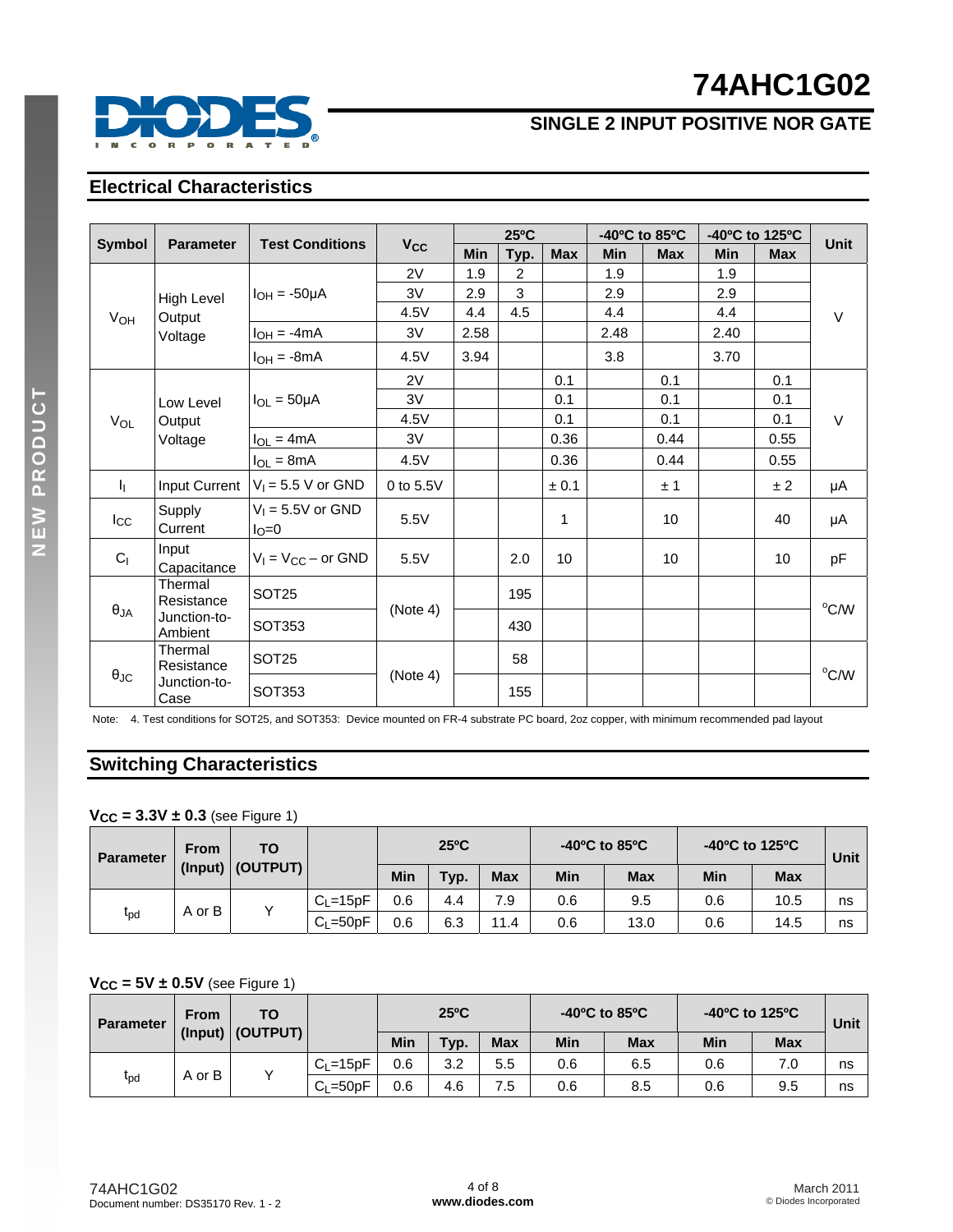## Electrical Characteristics

| Symbol | Parameter | Test Conditions | $V_{CC}$ | 25°C | | | -40°C to 85°C | | -40°C to 125°C | | Unit |
|---|---|---|---|---|---|---|---|---|---|---|---|
| | | | | Min | Typ. | Max | Min | Max | Min | Max | |
| $V_{OH}$ | High Level Output Voltage | $I_{OH}$ = -50µA | 2V | 1.9 | 2 | | 1.9 | | 1.9 | | V |
| | | | 3V | 2.9 | 3 | | 2.9 | | 2.9 | | |
| | | | 4.5V | 4.4 | 4.5 | | 4.4 | | 4.4 | | |
| | | $I_{OH}$ = -4mA | 3V | 2.58 | | | 2.48 | | 2.40 | | |
| | | $I_{OH}$ = -8mA | 4.5V | 3.94 | | | 3.8 | | 3.70 | | |
| $V_{OL}$ | Low Level Output Voltage | $I_{OL}$ = 50µA | 2V | | | 0.1 | | 0.1 | | 0.1 | V |
| | | | 3V | | | 0.1 | | 0.1 | | 0.1 | |
| | | | 4.5V | | | 0.1 | | 0.1 | | 0.1 | |
| | | $I_{OL}$ = 4mA | 3V | | | 0.36 | | 0.44 | | 0.55 | |
| | | $I_{OL}$ = 8mA | 4.5V | | | 0.36 | | 0.44 | | 0.55 | |
| $I_I$ | Input Current | $V_I$ = 5.5 V or GND | 0 to 5.5V | | | ± 0.1 | | ± 1 | | ± 2 | µA |
| $I_{CC}$ | Supply Current | $V_I$ = 5.5V or GND $I_O$=0 | 5.5V | | | 1 | | 10 | | 40 | µA |
| $C_I$ | Input Capacitance | $V_I$ = $V_{CC}$ – or GND | 5.5V | | 2.0 | 10 | | 10 | | 10 | pF |
| $\theta_{JA}$ | Thermal Resistance Junction-to-Ambient | SOT25 | (Note 4) | | 195 | | | | | | °C/W |
| | | SOT353 | | | 430 | | | | | | |
| $\theta_{JC}$ | Thermal Resistance Junction-to-Case | SOT25 | (Note 4) | | 58 | | | | | | °C/W |
| | | SOT353 | | | 155 | | | | | | |

Note: 4. Test conditions for SOT25, and SOT353: Device mounted on FR-4 substrate PC board, 2oz copper, with minimum recommended pad layout

## Switching Characteristics

**$V_{CC}$ = 3.3V ± 0.3** (see Figure 1)

| Parameter | From (Input) | TO (OUTPUT) | | 25°C | | | -40°C to 85°C | | -40°C to 125°C | | Unit |
|---|---|---|---|---|---|---|---|---|---|---|---|
| | | | | Min | Typ. | Max | Min | Max | Min | Max | |
| $t_{pd}$ | A or B | Y | $C_L$=15pF | 0.6 | 4.4 | 7.9 | 0.6 | 9.5 | 0.6 | 10.5 | ns |
| | | | $C_L$=50pF | 0.6 | 6.3 | 11.4 | 0.6 | 13.0 | 0.6 | 14.5 | ns |

**$V_{CC}$ = 5V ± 0.5V** (see Figure 1)

| Parameter | From (Input) | TO (OUTPUT) | | 25°C | | | -40°C to 85°C | | -40°C to 125°C | | Unit |
|---|---|---|---|---|---|---|---|---|---|---|---|
| | | | | Min | Typ. | Max | Min | Max | Min | Max | |
| $t_{pd}$ | A or B | Y | $C_L$=15pF | 0.6 | 3.2 | 5.5 | 0.6 | 6.5 | 0.6 | 7.0 | ns |
| | | | $C_L$=50pF | 0.6 | 4.6 | 7.5 | 0.6 | 8.5 | 0.6 | 9.5 | ns |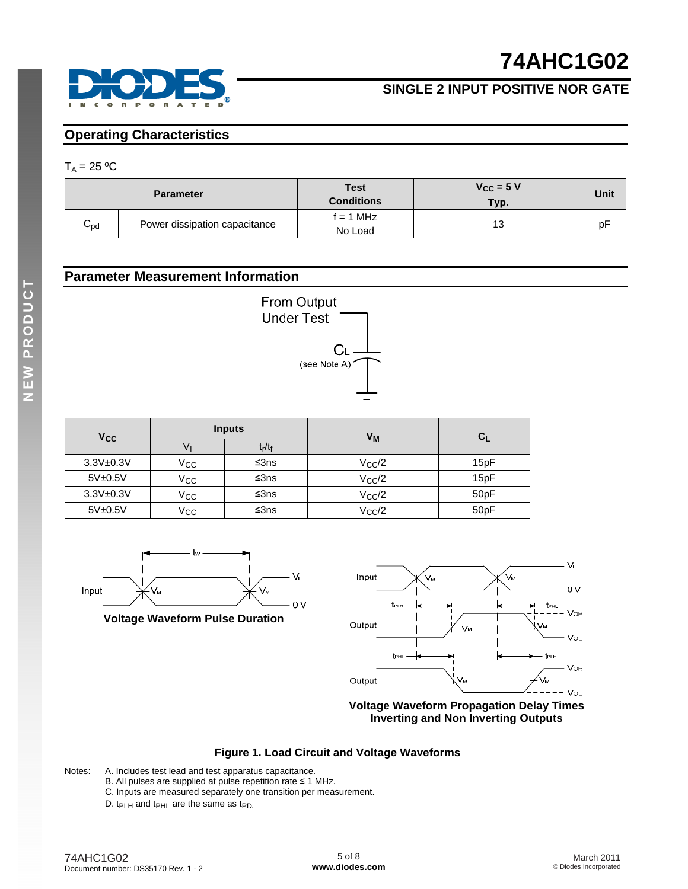## Operating Characteristics

$T_A$ = 25 ºC

| Parameter | | Test Conditions | $V_{CC}$ = 5 V Typ. | Unit |
|---|---|---|---|---|
| $C_{pd}$ | Power dissipation capacitance | f = 1 MHz No Load | 13 | pF |

## Parameter Measurement Information

From Output Under Test

$C_L$ (see Note A)

| $V_{CC}$ | Inputs | | $V_M$ | $C_L$ |
|---|---|---|---|---|
| | $V_I$ | $t_r/t_f$ | | |
| 3.3V±0.3V | $V_{CC}$ | ≤3ns | $V_{CC}/2$ | 15pF |
| 5V±0.5V | $V_{CC}$ | ≤3ns | $V_{CC}/2$ | 15pF |
| 3.3V±0.3V | $V_{CC}$ | ≤3ns | $V_{CC}/2$ | 50pF |
| 5V±0.5V | $V_{CC}$ | ≤3ns | $V_{CC}/2$ | 50pF |

**Voltage Waveform Pulse Duration**

**Voltage Waveform Propagation Delay Times Inverting and Non Inverting Outputs**

**Figure 1. Load Circuit and Voltage Waveforms**

Notes:
A. Includes test lead and test apparatus capacitance.
B. All pulses are supplied at pulse repetition rate ≤ 1 MHz.
C. Inputs are measured separately one transition per measurement.
D. $t_{PLH}$ and $t_{PHL}$ are the same as $t_{PD}$.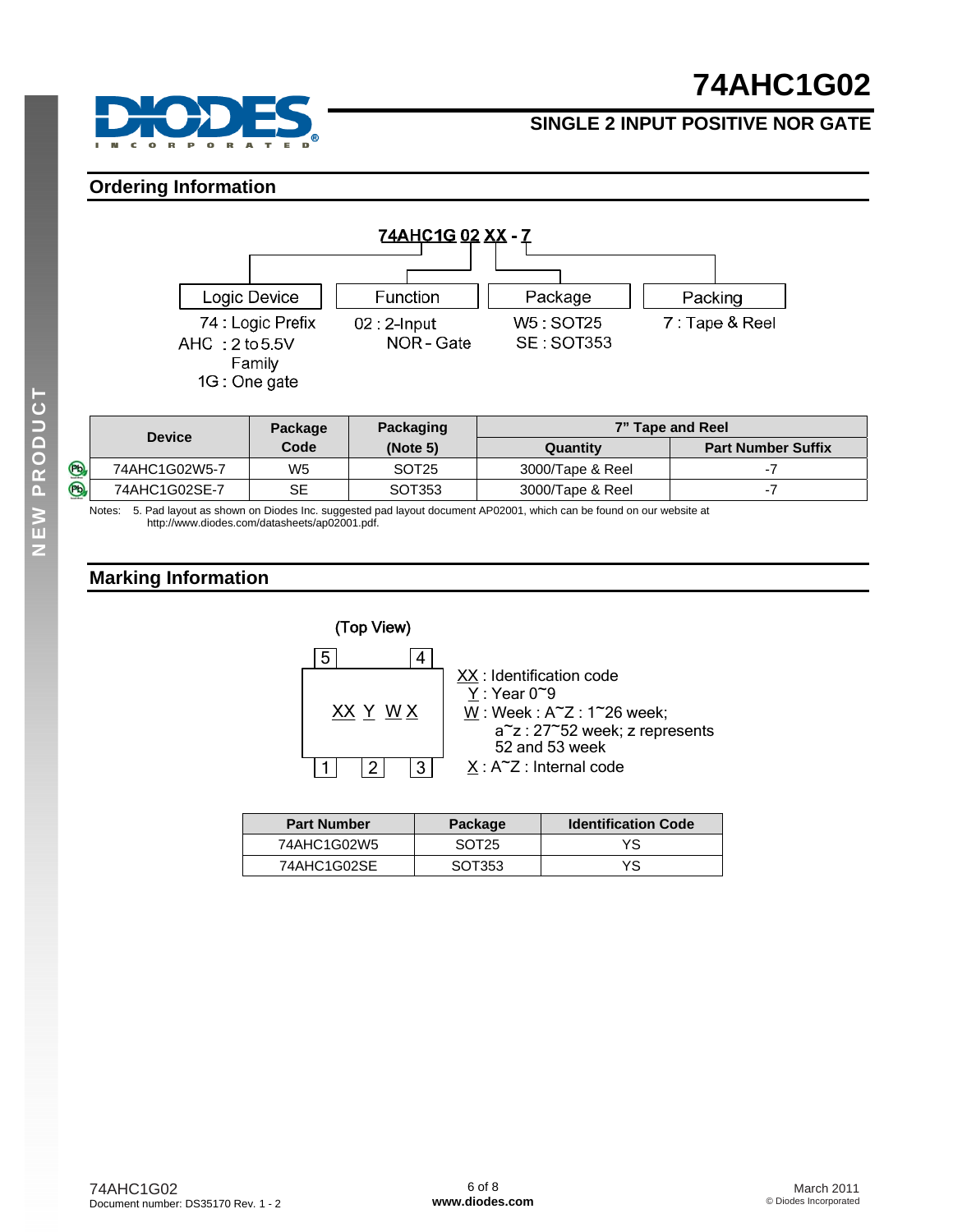# 74AHC1G02

## SINGLE 2 INPUT POSITIVE NOR GATE

## Ordering Information

74AHC1G 02 XX - 7

| Logic Device | Function | Package | Packing |
|---|---|---|---|
| 74 : Logic Prefix<br>AHC : 2 to 5.5V Family<br>1G : One gate | 02 : 2-Input NOR - Gate | W5 : SOT25<br>SE : SOT353 | 7 : Tape & Reel |

| Device | Package Code | Packaging (Note 5) | 7" Tape and Reel | |
|---|---|---|---|---|
| | | | Quantity | Part Number Suffix |
| 74AHC1G02W5-7 | W5 | SOT25 | 3000/Tape & Reel | -7 |
| 74AHC1G02SE-7 | SE | SOT353 | 3000/Tape & Reel | -7 |

Notes: 5. Pad layout as shown on Diodes Inc. suggested pad layout document AP02001, which can be found on our website at http://www.diodes.com/datasheets/ap02001.pdf.

## Marking Information

(Top View)

Pins: 5, 4 (top); 1, 2, 3 (bottom)

Marking: XX Y W X

XX : Identification code
Y : Year 0~9
W : Week : A~Z : 1~26 week;
a~z : 27~52 week; z represents 52 and 53 week
X : A~Z : Internal code

| Part Number | Package | Identification Code |
|---|---|---|
| 74AHC1G02W5 | SOT25 | YS |
| 74AHC1G02SE | SOT353 | YS |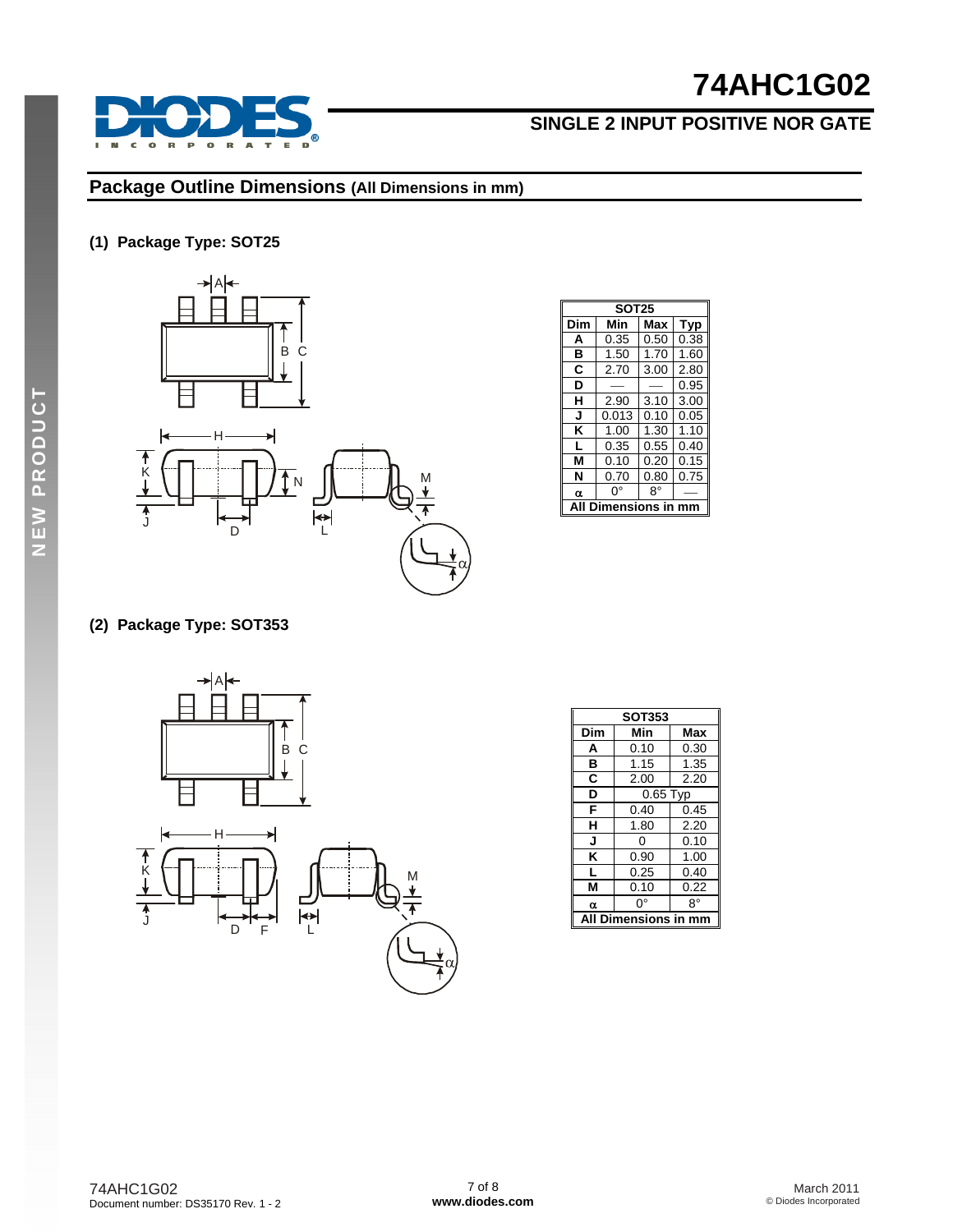## Package Outline Dimensions (All Dimensions in mm)

### (1) Package Type: SOT25

| SOT25 | | | |
|---|---|---|---|
| **Dim** | **Min** | **Max** | **Typ** |
| **A** | 0.35 | 0.50 | 0.38 |
| **B** | 1.50 | 1.70 | 1.60 |
| **C** | 2.70 | 3.00 | 2.80 |
| **D** | — | — | 0.95 |
| **H** | 2.90 | 3.10 | 3.00 |
| **J** | 0.013 | 0.10 | 0.05 |
| **K** | 1.00 | 1.30 | 1.10 |
| **L** | 0.35 | 0.55 | 0.40 |
| **M** | 0.10 | 0.20 | 0.15 |
| **N** | 0.70 | 0.80 | 0.75 |
| **α** | 0° | 8° | — |
| **All Dimensions in mm** | | | |

### (2) Package Type: SOT353

| SOT353 | | |
|---|---|---|
| **Dim** | **Min** | **Max** |
| **A** | 0.10 | 0.30 |
| **B** | 1.15 | 1.35 |
| **C** | 2.00 | 2.20 |
| **D** | 0.65 Typ | |
| **F** | 0.40 | 0.45 |
| **H** | 1.80 | 2.20 |
| **J** | 0 | 0.10 |
| **K** | 0.90 | 1.00 |
| **L** | 0.25 | 0.40 |
| **M** | 0.10 | 0.22 |
| **α** | 0° | 8° |
| **All Dimensions in mm** | | |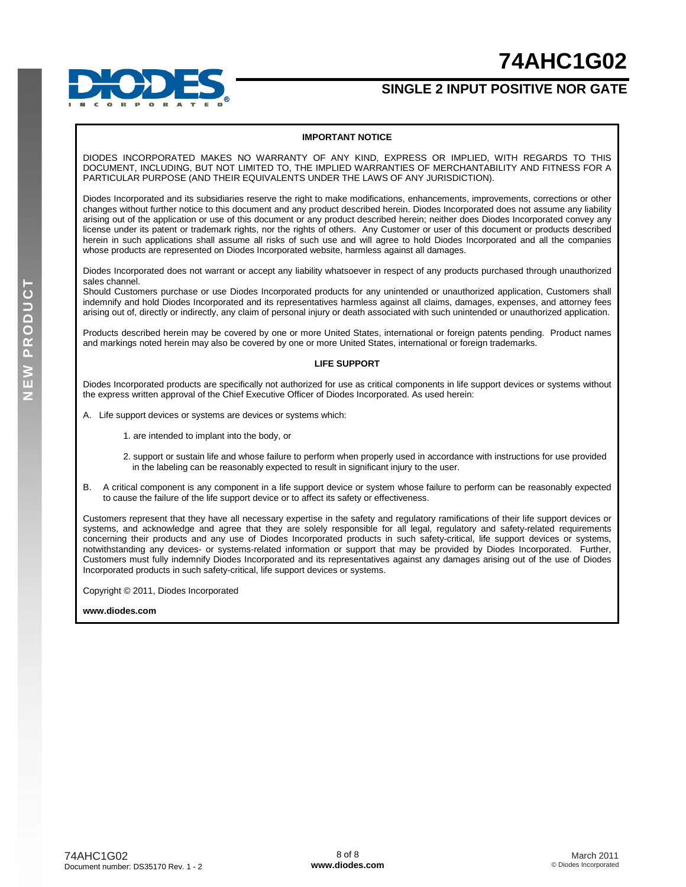## IMPORTANT NOTICE

DIODES INCORPORATED MAKES NO WARRANTY OF ANY KIND, EXPRESS OR IMPLIED, WITH REGARDS TO THIS DOCUMENT, INCLUDING, BUT NOT LIMITED TO, THE IMPLIED WARRANTIES OF MERCHANTABILITY AND FITNESS FOR A PARTICULAR PURPOSE (AND THEIR EQUIVALENTS UNDER THE LAWS OF ANY JURISDICTION).

Diodes Incorporated and its subsidiaries reserve the right to make modifications, enhancements, improvements, corrections or other changes without further notice to this document and any product described herein. Diodes Incorporated does not assume any liability arising out of the application or use of this document or any product described herein; neither does Diodes Incorporated convey any license under its patent or trademark rights, nor the rights of others. Any Customer or user of this document or products described herein in such applications shall assume all risks of such use and will agree to hold Diodes Incorporated and all the companies whose products are represented on Diodes Incorporated website, harmless against all damages.

Diodes Incorporated does not warrant or accept any liability whatsoever in respect of any products purchased through unauthorized sales channel.
Should Customers purchase or use Diodes Incorporated products for any unintended or unauthorized application, Customers shall indemnify and hold Diodes Incorporated and its representatives harmless against all claims, damages, expenses, and attorney fees arising out of, directly or indirectly, any claim of personal injury or death associated with such unintended or unauthorized application.

Products described herein may be covered by one or more United States, international or foreign patents pending. Product names and markings noted herein may also be covered by one or more United States, international or foreign trademarks.

## LIFE SUPPORT

Diodes Incorporated products are specifically not authorized for use as critical components in life support devices or systems without the express written approval of the Chief Executive Officer of Diodes Incorporated. As used herein:

A. Life support devices or systems are devices or systems which:

1. are intended to implant into the body, or

2. support or sustain life and whose failure to perform when properly used in accordance with instructions for use provided in the labeling can be reasonably expected to result in significant injury to the user.

B. A critical component is any component in a life support device or system whose failure to perform can be reasonably expected to cause the failure of the life support device or to affect its safety or effectiveness.

Customers represent that they have all necessary expertise in the safety and regulatory ramifications of their life support devices or systems, and acknowledge and agree that they are solely responsible for all legal, regulatory and safety-related requirements concerning their products and any use of Diodes Incorporated products in such safety-critical, life support devices or systems, notwithstanding any devices- or systems-related information or support that may be provided by Diodes Incorporated. Further, Customers must fully indemnify Diodes Incorporated and its representatives against any damages arising out of the use of Diodes Incorporated products in such safety-critical, life support devices or systems.

Copyright © 2011, Diodes Incorporated

**www.diodes.com**